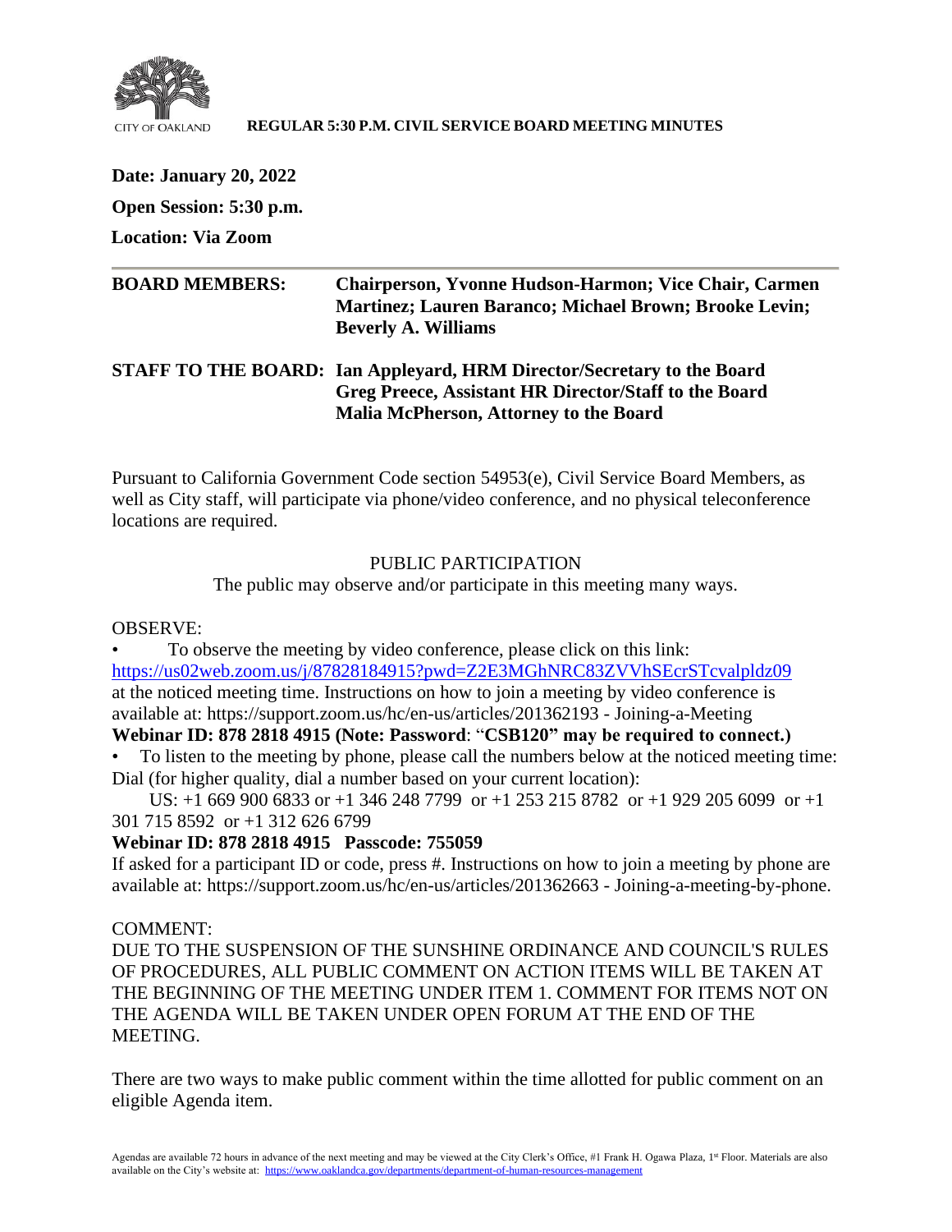CITY OF OAKLAND

**REGULAR 5:30 P.M. CIVIL SERVICE BOARD MEETING MINUTES**

**Date: January 20, 2022**

**Open Session: 5:30 p.m.**

**Location: Via Zoom**

---

**BOARD MEMBERS:** **Chairperson, Yvonne Hudson-Harmon; Vice Chair, Carmen Martinez; Lauren Baranco; Michael Brown; Brooke Levin; Beverly A. Williams**

**STAFF TO THE BOARD:** **Ian Appleyard, HRM Director/Secretary to the Board**
**Greg Preece, Assistant HR Director/Staff to the Board**
**Malia McPherson, Attorney to the Board**

Pursuant to California Government Code section 54953(e), Civil Service Board Members, as well as City staff, will participate via phone/video conference, and no physical teleconference locations are required.

PUBLIC PARTICIPATION

The public may observe and/or participate in this meeting many ways.

OBSERVE:

- To observe the meeting by video conference, please click on this link: https://us02web.zoom.us/j/87828184915?pwd=Z2E3MGhNRC83ZVVhSEcrSTcvalpldz09 at the noticed meeting time. Instructions on how to join a meeting by video conference is available at: https://support.zoom.us/hc/en-us/articles/201362193 - Joining-a-Meeting

**Webinar ID: 878 2818 4915 (Note: Password: "CSB120" may be required to connect.)**

- To listen to the meeting by phone, please call the numbers below at the noticed meeting time: Dial (for higher quality, dial a number based on your current location):

US: +1 669 900 6833 or +1 346 248 7799 or +1 253 215 8782 or +1 929 205 6099 or +1 301 715 8592 or +1 312 626 6799

**Webinar ID: 878 2818 4915 Passcode: 755059**

If asked for a participant ID or code, press #. Instructions on how to join a meeting by phone are available at: https://support.zoom.us/hc/en-us/articles/201362663 - Joining-a-meeting-by-phone.

COMMENT:

DUE TO THE SUSPENSION OF THE SUNSHINE ORDINANCE AND COUNCIL'S RULES OF PROCEDURES, ALL PUBLIC COMMENT ON ACTION ITEMS WILL BE TAKEN AT THE BEGINNING OF THE MEETING UNDER ITEM 1. COMMENT FOR ITEMS NOT ON THE AGENDA WILL BE TAKEN UNDER OPEN FORUM AT THE END OF THE MEETING.

There are two ways to make public comment within the time allotted for public comment on an eligible Agenda item.

Agendas are available 72 hours in advance of the next meeting and may be viewed at the City Clerk's Office, #1 Frank H. Ogawa Plaza, 1st Floor. Materials are also available on the City's website at: https://www.oaklandca.gov/departments/department-of-human-resources-management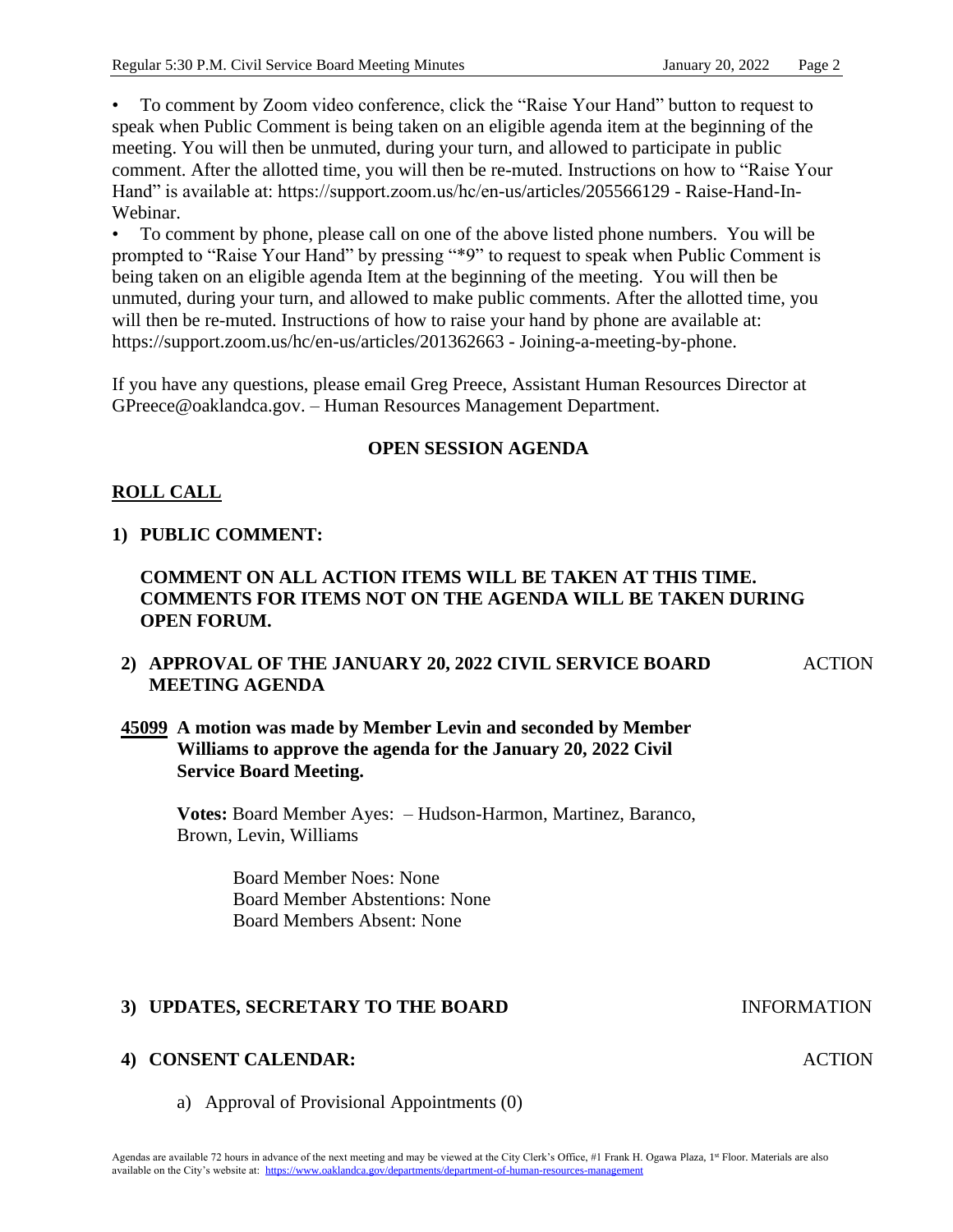- To comment by Zoom video conference, click the "Raise Your Hand" button to request to speak when Public Comment is being taken on an eligible agenda item at the beginning of the meeting. You will then be unmuted, during your turn, and allowed to participate in public comment. After the allotted time, you will then be re-muted. Instructions on how to "Raise Your Hand" is available at: https://support.zoom.us/hc/en-us/articles/205566129 - Raise-Hand-In-Webinar.
- To comment by phone, please call on one of the above listed phone numbers. You will be prompted to "Raise Your Hand" by pressing "*9" to request to speak when Public Comment is being taken on an eligible agenda Item at the beginning of the meeting. You will then be unmuted, during your turn, and allowed to make public comments. After the allotted time, you will then be re-muted. Instructions of how to raise your hand by phone are available at: https://support.zoom.us/hc/en-us/articles/201362663 - Joining-a-meeting-by-phone.

If you have any questions, please email Greg Preece, Assistant Human Resources Director at GPreece@oaklandca.gov. – Human Resources Management Department.

## OPEN SESSION AGENDA

## ROLL CALL

**1) PUBLIC COMMENT:**

**COMMENT ON ALL ACTION ITEMS WILL BE TAKEN AT THIS TIME. COMMENTS FOR ITEMS NOT ON THE AGENDA WILL BE TAKEN DURING OPEN FORUM.**

**2) APPROVAL OF THE JANUARY 20, 2022 CIVIL SERVICE BOARD MEETING AGENDA** — ACTION

**45099 A motion was made by Member Levin and seconded by Member Williams to approve the agenda for the January 20, 2022 Civil Service Board Meeting.**

**Votes:** Board Member Ayes: – Hudson-Harmon, Martinez, Baranco, Brown, Levin, Williams

Board Member Noes: None
Board Member Abstentions: None
Board Members Absent: None

**3) UPDATES, SECRETARY TO THE BOARD** — INFORMATION

**4) CONSENT CALENDAR:** — ACTION

a) Approval of Provisional Appointments (0)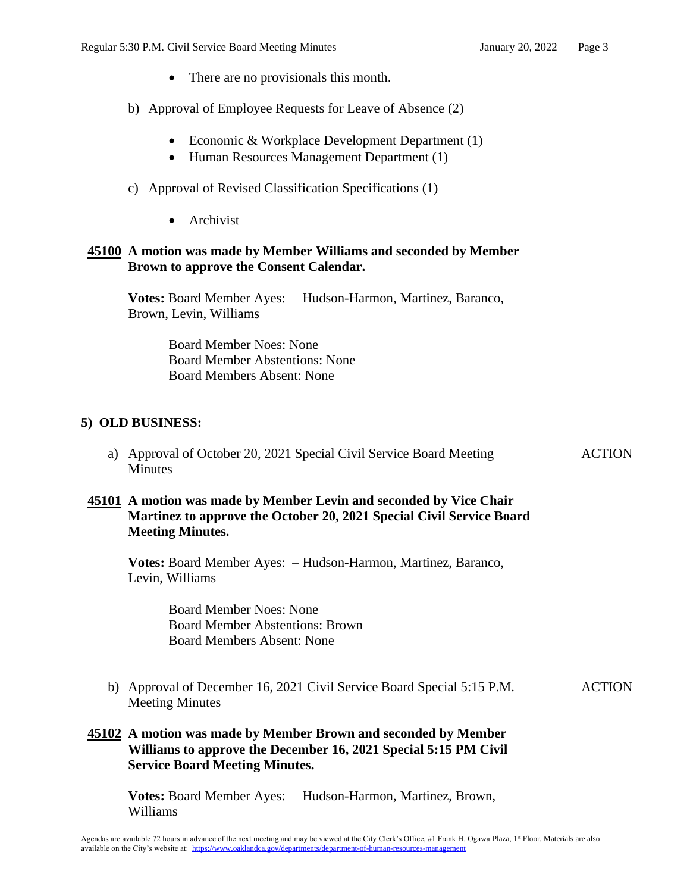- There are no provisionals this month.

b) Approval of Employee Requests for Leave of Absence (2)

- Economic & Workplace Development Department (1)
- Human Resources Management Department (1)

c) Approval of Revised Classification Specifications (1)

- Archivist

**45100 A motion was made by Member Williams and seconded by Member Brown to approve the Consent Calendar.**

**Votes:** Board Member Ayes: – Hudson-Harmon, Martinez, Baranco, Brown, Levin, Williams

Board Member Noes: None
Board Member Abstentions: None
Board Members Absent: None

## 5) OLD BUSINESS:

a) Approval of October 20, 2021 Special Civil Service Board Meeting Minutes — ACTION

**45101 A motion was made by Member Levin and seconded by Vice Chair Martinez to approve the October 20, 2021 Special Civil Service Board Meeting Minutes.**

**Votes:** Board Member Ayes: – Hudson-Harmon, Martinez, Baranco, Levin, Williams

Board Member Noes: None
Board Member Abstentions: Brown
Board Members Absent: None

b) Approval of December 16, 2021 Civil Service Board Special 5:15 P.M. Meeting Minutes — ACTION

**45102 A motion was made by Member Brown and seconded by Member Williams to approve the December 16, 2021 Special 5:15 PM Civil Service Board Meeting Minutes.**

**Votes:** Board Member Ayes: – Hudson-Harmon, Martinez, Brown, Williams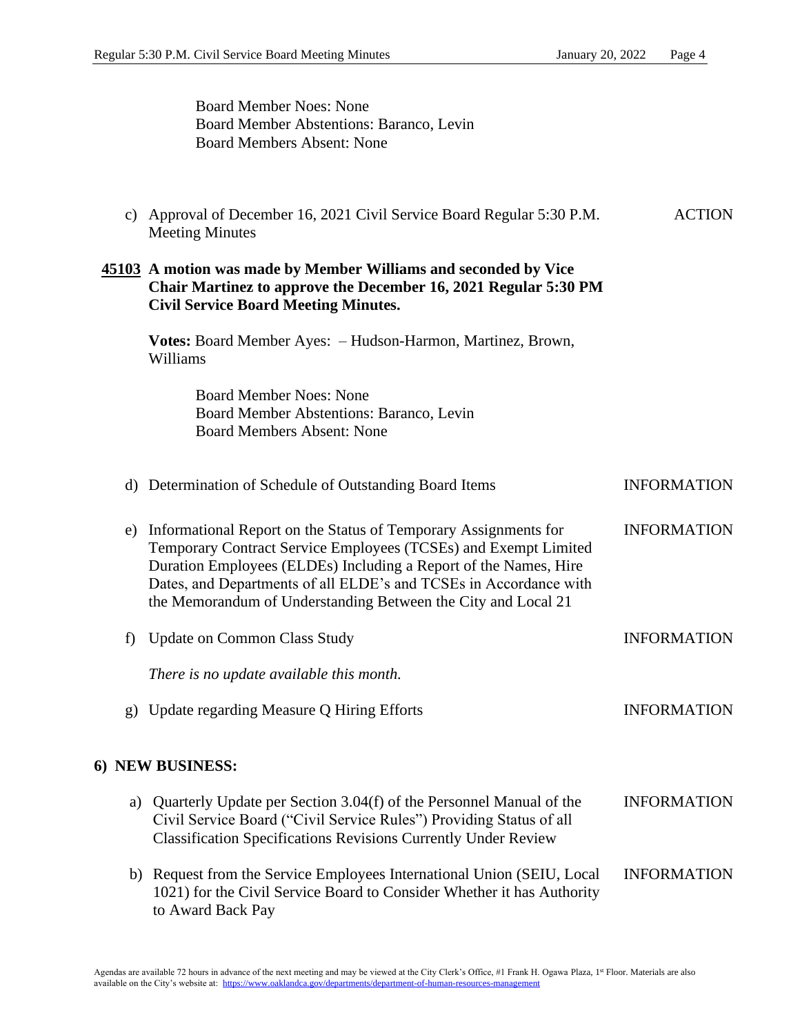Board Member Noes: None
Board Member Abstentions: Baranco, Levin
Board Members Absent: None

c) Approval of December 16, 2021 Civil Service Board Regular 5:30 P.M. Meeting Minutes — ACTION

**45103** **A motion was made by Member Williams and seconded by Vice Chair Martinez to approve the December 16, 2021 Regular 5:30 PM Civil Service Board Meeting Minutes.**

**Votes:** Board Member Ayes: – Hudson-Harmon, Martinez, Brown, Williams

Board Member Noes: None
Board Member Abstentions: Baranco, Levin
Board Members Absent: None

d) Determination of Schedule of Outstanding Board Items — INFORMATION

e) Informational Report on the Status of Temporary Assignments for Temporary Contract Service Employees (TCSEs) and Exempt Limited Duration Employees (ELDEs) Including a Report of the Names, Hire Dates, and Departments of all ELDE's and TCSEs in Accordance with the Memorandum of Understanding Between the City and Local 21 — INFORMATION

f) Update on Common Class Study — INFORMATION

*There is no update available this month.*

g) Update regarding Measure Q Hiring Efforts — INFORMATION

## 6) NEW BUSINESS:

a) Quarterly Update per Section 3.04(f) of the Personnel Manual of the Civil Service Board ("Civil Service Rules") Providing Status of all Classification Specifications Revisions Currently Under Review — INFORMATION

b) Request from the Service Employees International Union (SEIU, Local 1021) for the Civil Service Board to Consider Whether it has Authority to Award Back Pay — INFORMATION

Agendas are available 72 hours in advance of the next meeting and may be viewed at the City Clerk's Office, #1 Frank H. Ogawa Plaza, 1st Floor. Materials are also available on the City's website at: https://www.oaklandca.gov/departments/department-of-human-resources-management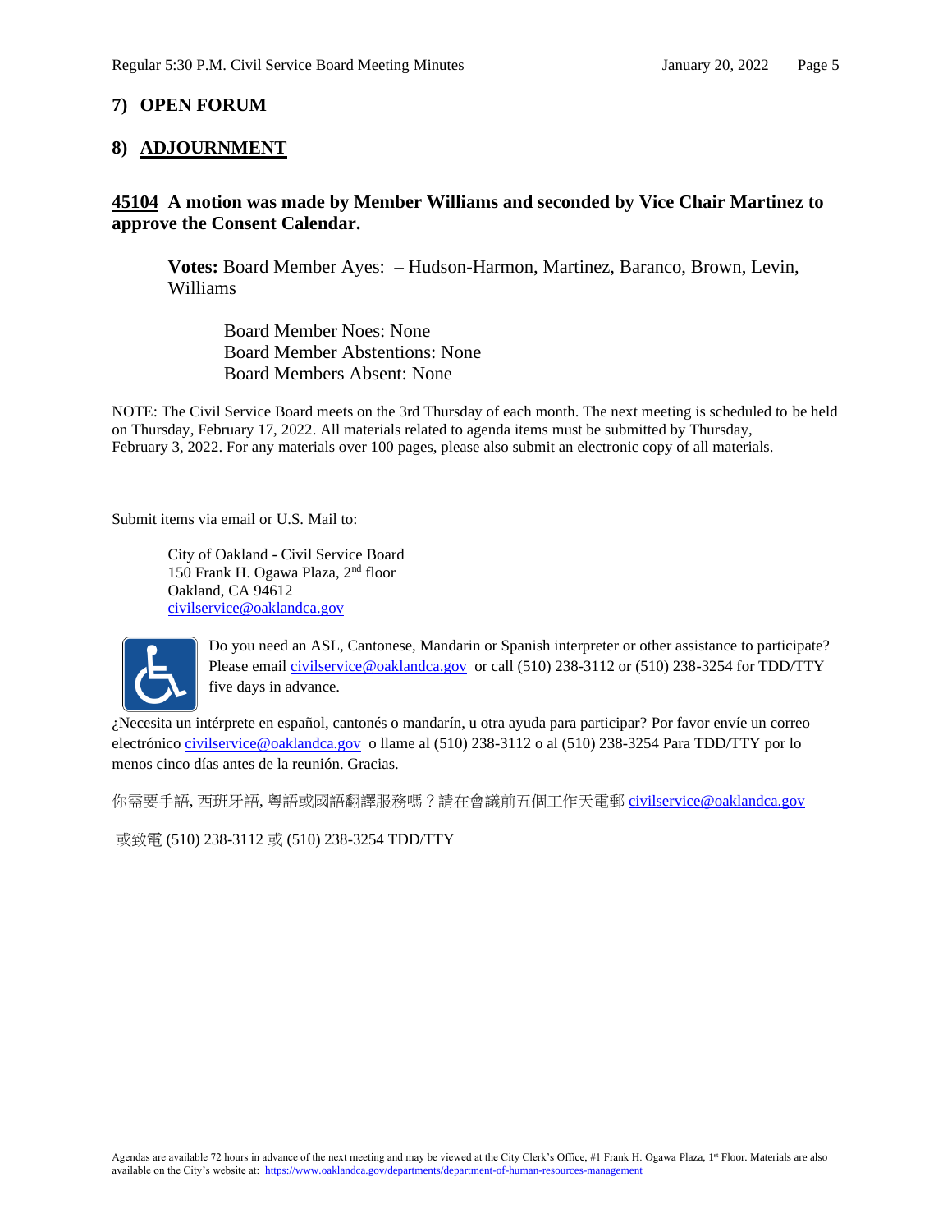## 7) OPEN FORUM

## 8) ADJOURNMENT

**45104 A motion was made by Member Williams and seconded by Vice Chair Martinez to approve the Consent Calendar.**

**Votes:** Board Member Ayes: – Hudson-Harmon, Martinez, Baranco, Brown, Levin, Williams

Board Member Noes: None
Board Member Abstentions: None
Board Members Absent: None

NOTE: The Civil Service Board meets on the 3rd Thursday of each month. The next meeting is scheduled to be held on Thursday, February 17, 2022. All materials related to agenda items must be submitted by Thursday, February 3, 2022. For any materials over 100 pages, please also submit an electronic copy of all materials.

Submit items via email or U.S. Mail to:

City of Oakland - Civil Service Board
150 Frank H. Ogawa Plaza, 2nd floor
Oakland, CA 94612
civilservice@oaklandca.gov

Do you need an ASL, Cantonese, Mandarin or Spanish interpreter or other assistance to participate? Please email civilservice@oaklandca.gov or call (510) 238-3112 or (510) 238-3254 for TDD/TTY five days in advance.

¿Necesita un intérprete en español, cantonés o mandarín, u otra ayuda para participar? Por favor envíe un correo electrónico civilservice@oaklandca.gov o llame al (510) 238-3112 o al (510) 238-3254 Para TDD/TTY por lo menos cinco días antes de la reunión. Gracias.

你需要手語, 西班牙語, 粵語或國語翻譯服務嗎？請在會議前五個工作天電郵 civilservice@oaklandca.gov

或致電 (510) 238-3112 或 (510) 238-3254 TDD/TTY

Agendas are available 72 hours in advance of the next meeting and may be viewed at the City Clerk's Office, #1 Frank H. Ogawa Plaza, 1st Floor. Materials are also available on the City's website at: https://www.oaklandca.gov/departments/department-of-human-resources-management